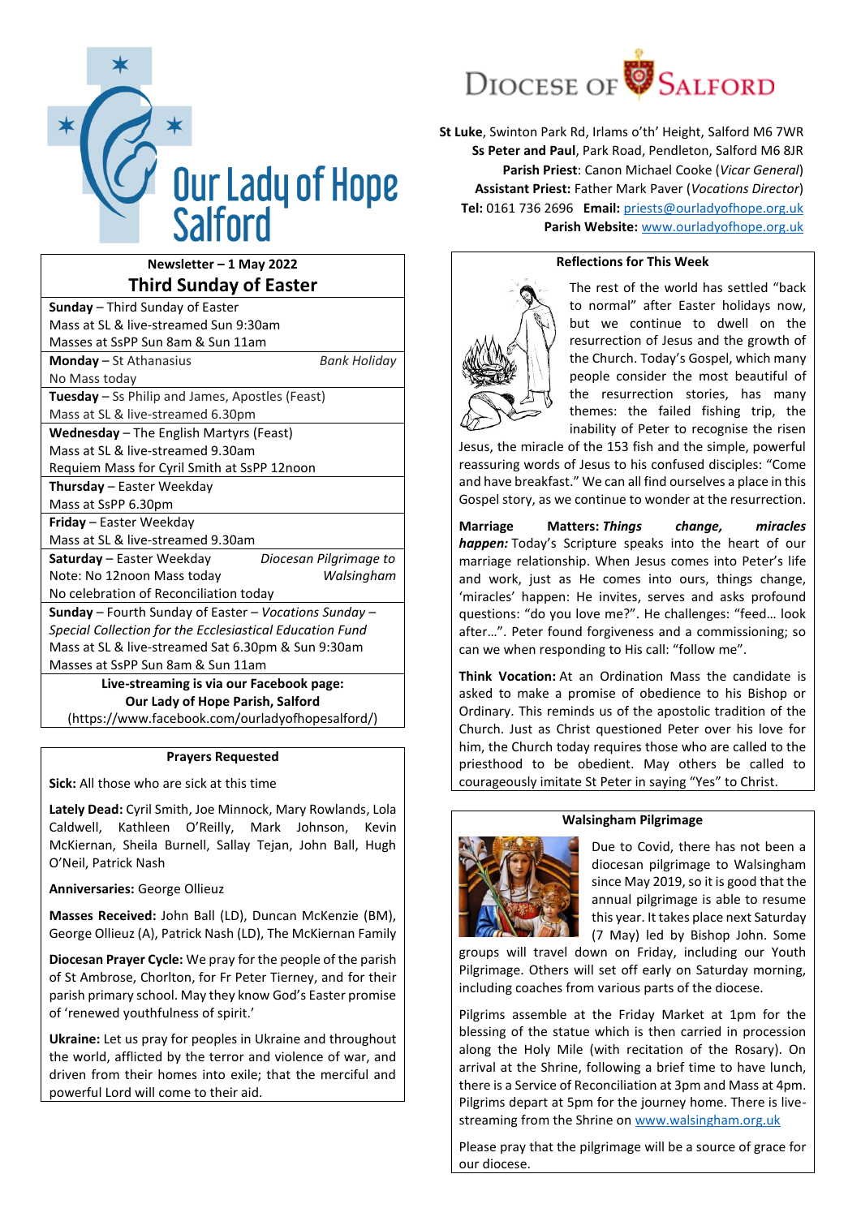# Our Lady of Hope Salford

**Diocese of Salford**

**St Luke**, Swinton Park Rd, Irlams o'th' Height, Salford M6 7WR
**Ss Peter and Paul**, Park Road, Pendleton, Salford M6 8JR
**Parish Priest**: Canon Michael Cooke (*Vicar General*)
**Assistant Priest:** Father Mark Paver (*Vocations Director*)
**Tel:** 0161 736 2696 **Email:** priests@ourladyofhope.org.uk
**Parish Website:** www.ourladyofhope.org.uk

## Newsletter – 1 May 2022

## Third Sunday of Easter

**Sunday** – Third Sunday of Easter
Mass at SL & live-streamed Sun 9:30am
Masses at SsPP Sun 8am & Sun 11am

**Monday** – St Athanasius — *Bank Holiday*
No Mass today

**Tuesday** – Ss Philip and James, Apostles (Feast)
Mass at SL & live-streamed 6.30pm

**Wednesday** – The English Martyrs (Feast)
Mass at SL & live-streamed 9.30am
Requiem Mass for Cyril Smith at SsPP 12noon

**Thursday** – Easter Weekday
Mass at SsPP 6.30pm

**Friday** – Easter Weekday
Mass at SL & live-streamed 9.30am

**Saturday** – Easter Weekday — *Diocesan Pilgrimage to Walsingham*
Note: No 12noon Mass today
No celebration of Reconciliation today

**Sunday** – Fourth Sunday of Easter – *Vocations Sunday – Special Collection for the Ecclesiastical Education Fund*
Mass at SL & live-streamed Sat 6.30pm & Sun 9:30am
Masses at SsPP Sun 8am & Sun 11am

**Live-streaming is via our Facebook page: Our Lady of Hope Parish, Salford**
(https://www.facebook.com/ourladyofhopesalford/)

### Prayers Requested

**Sick:** All those who are sick at this time

**Lately Dead:** Cyril Smith, Joe Minnock, Mary Rowlands, Lola Caldwell, Kathleen O'Reilly, Mark Johnson, Kevin McKiernan, Sheila Burnell, Sallay Tejan, John Ball, Hugh O'Neil, Patrick Nash

**Anniversaries:** George Ollieuz

**Masses Received:** John Ball (LD), Duncan McKenzie (BM), George Ollieuz (A), Patrick Nash (LD), The McKiernan Family

**Diocesan Prayer Cycle:** We pray for the people of the parish of St Ambrose, Chorlton, for Fr Peter Tierney, and for their parish primary school. May they know God's Easter promise of 'renewed youthfulness of spirit.'

**Ukraine:** Let us pray for peoples in Ukraine and throughout the world, afflicted by the terror and violence of war, and driven from their homes into exile; that the merciful and powerful Lord will come to their aid.

### Reflections for This Week

The rest of the world has settled "back to normal" after Easter holidays now, but we continue to dwell on the resurrection of Jesus and the growth of the Church. Today's Gospel, which many people consider the most beautiful of the resurrection stories, has many themes: the failed fishing trip, the inability of Peter to recognise the risen Jesus, the miracle of the 153 fish and the simple, powerful reassuring words of Jesus to his confused disciples: "Come and have breakfast." We can all find ourselves a place in this Gospel story, as we continue to wonder at the resurrection.

**Marriage Matters:** ***Things change, miracles happen:*** Today's Scripture speaks into the heart of our marriage relationship. When Jesus comes into Peter's life and work, just as He comes into ours, things change, 'miracles' happen: He invites, serves and asks profound questions: "do you love me?". He challenges: "feed… look after…". Peter found forgiveness and a commissioning; so can we when responding to His call: "follow me".

**Think Vocation:** At an Ordination Mass the candidate is asked to make a promise of obedience to his Bishop or Ordinary. This reminds us of the apostolic tradition of the Church. Just as Christ questioned Peter over his love for him, the Church today requires those who are called to the priesthood to be obedient. May others be called to courageously imitate St Peter in saying "Yes" to Christ.

### Walsingham Pilgrimage

Due to Covid, there has not been a diocesan pilgrimage to Walsingham since May 2019, so it is good that the annual pilgrimage is able to resume this year. It takes place next Saturday (7 May) led by Bishop John. Some groups will travel down on Friday, including our Youth Pilgrimage. Others will set off early on Saturday morning, including coaches from various parts of the diocese.

Pilgrims assemble at the Friday Market at 1pm for the blessing of the statue which is then carried in procession along the Holy Mile (with recitation of the Rosary). On arrival at the Shrine, following a brief time to have lunch, there is a Service of Reconciliation at 3pm and Mass at 4pm. Pilgrims depart at 5pm for the journey home. There is live-streaming from the Shrine on www.walsingham.org.uk

Please pray that the pilgrimage will be a source of grace for our diocese.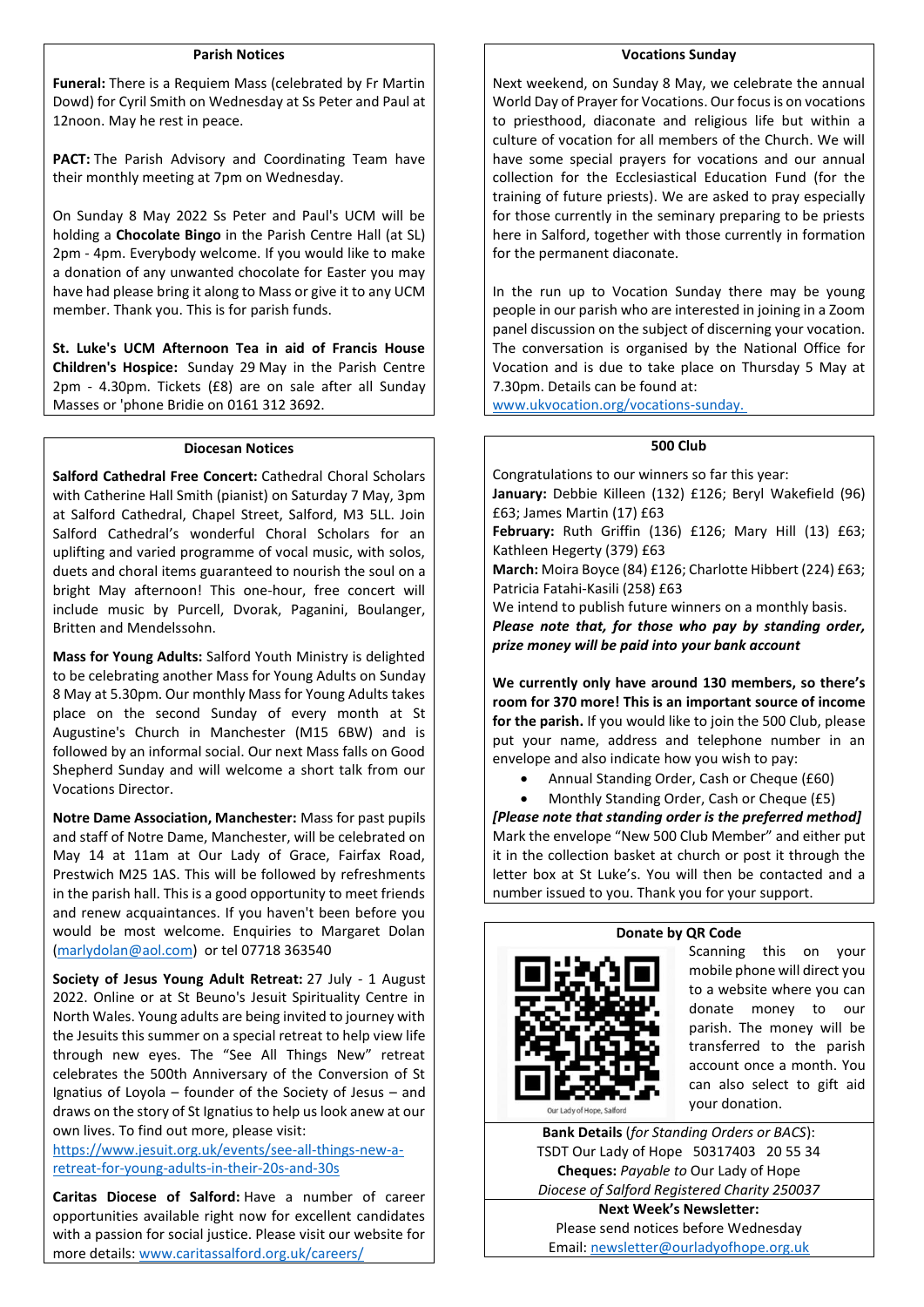## Parish Notices

**Funeral:** There is a Requiem Mass (celebrated by Fr Martin Dowd) for Cyril Smith on Wednesday at Ss Peter and Paul at 12noon. May he rest in peace.

**PACT:** The Parish Advisory and Coordinating Team have their monthly meeting at 7pm on Wednesday.

On Sunday 8 May 2022 Ss Peter and Paul's UCM will be holding a **Chocolate Bingo** in the Parish Centre Hall (at SL) 2pm - 4pm. Everybody welcome. If you would like to make a donation of any unwanted chocolate for Easter you may have had please bring it along to Mass or give it to any UCM member. Thank you. This is for parish funds.

**St. Luke's UCM Afternoon Tea in aid of Francis House Children's Hospice:** Sunday 29 May in the Parish Centre 2pm - 4.30pm. Tickets (£8) are on sale after all Sunday Masses or 'phone Bridie on 0161 312 3692.

## Diocesan Notices

**Salford Cathedral Free Concert:** Cathedral Choral Scholars with Catherine Hall Smith (pianist) on Saturday 7 May, 3pm at Salford Cathedral, Chapel Street, Salford, M3 5LL. Join Salford Cathedral's wonderful Choral Scholars for an uplifting and varied programme of vocal music, with solos, duets and choral items guaranteed to nourish the soul on a bright May afternoon! This one-hour, free concert will include music by Purcell, Dvorak, Paganini, Boulanger, Britten and Mendelssohn.

**Mass for Young Adults:** Salford Youth Ministry is delighted to be celebrating another Mass for Young Adults on Sunday 8 May at 5.30pm. Our monthly Mass for Young Adults takes place on the second Sunday of every month at St Augustine's Church in Manchester (M15 6BW) and is followed by an informal social. Our next Mass falls on Good Shepherd Sunday and will welcome a short talk from our Vocations Director.

**Notre Dame Association, Manchester:** Mass for past pupils and staff of Notre Dame, Manchester, will be celebrated on May 14 at 11am at Our Lady of Grace, Fairfax Road, Prestwich M25 1AS. This will be followed by refreshments in the parish hall. This is a good opportunity to meet friends and renew acquaintances. If you haven't been before you would be most welcome. Enquiries to Margaret Dolan (marlydolan@aol.com) or tel 07718 363540

**Society of Jesus Young Adult Retreat:** 27 July - 1 August 2022. Online or at St Beuno's Jesuit Spirituality Centre in North Wales. Young adults are being invited to journey with the Jesuits this summer on a special retreat to help view life through new eyes. The "See All Things New" retreat celebrates the 500th Anniversary of the Conversion of St Ignatius of Loyola – founder of the Society of Jesus – and draws on the story of St Ignatius to help us look anew at our own lives. To find out more, please visit: https://www.jesuit.org.uk/events/see-all-things-new-a-retreat-for-young-adults-in-their-20s-and-30s

**Caritas Diocese of Salford:** Have a number of career opportunities available right now for excellent candidates with a passion for social justice. Please visit our website for more details: www.caritassalford.org.uk/careers/

## Vocations Sunday

Next weekend, on Sunday 8 May, we celebrate the annual World Day of Prayer for Vocations. Our focus is on vocations to priesthood, diaconate and religious life but within a culture of vocation for all members of the Church. We will have some special prayers for vocations and our annual collection for the Ecclesiastical Education Fund (for the training of future priests). We are asked to pray especially for those currently in the seminary preparing to be priests here in Salford, together with those currently in formation for the permanent diaconate.

In the run up to Vocation Sunday there may be young people in our parish who are interested in joining in a Zoom panel discussion on the subject of discerning your vocation. The conversation is organised by the National Office for Vocation and is due to take place on Thursday 5 May at 7.30pm. Details can be found at: www.ukvocation.org/vocations-sunday.

## 500 Club

Congratulations to our winners so far this year:
**January:** Debbie Killeen (132) £126; Beryl Wakefield (96) £63; James Martin (17) £63
**February:** Ruth Griffin (136) £126; Mary Hill (13) £63; Kathleen Hegerty (379) £63
**March:** Moira Boyce (84) £126; Charlotte Hibbert (224) £63; Patricia Fatahi-Kasili (258) £63
We intend to publish future winners on a monthly basis.
***Please note that, for those who pay by standing order, prize money will be paid into your bank account***

**We currently only have around 130 members, so there's room for 370 more! This is an important source of income for the parish.** If you would like to join the 500 Club, please put your name, address and telephone number in an envelope and also indicate how you wish to pay:

- Annual Standing Order, Cash or Cheque (£60)
- Monthly Standing Order, Cash or Cheque (£5)

***[Please note that standing order is the preferred method]***
Mark the envelope "New 500 Club Member" and either put it in the collection basket at church or post it through the letter box at St Luke's. You will then be contacted and a number issued to you. Thank you for your support.

## Donate by QR Code

Our Lady of Hope, Salford

Scanning this on your mobile phone will direct you to a website where you can donate money to our parish. The money will be transferred to the parish account once a month. You can also select to gift aid your donation.

**Bank Details** (*for Standing Orders or BACS*):
TSDT Our Lady of Hope 50317403 20 55 34
**Cheques:** *Payable to* Our Lady of Hope
*Diocese of Salford Registered Charity 250037*

**Next Week's Newsletter:**
Please send notices before Wednesday
Email: newsletter@ourladyofhope.org.uk